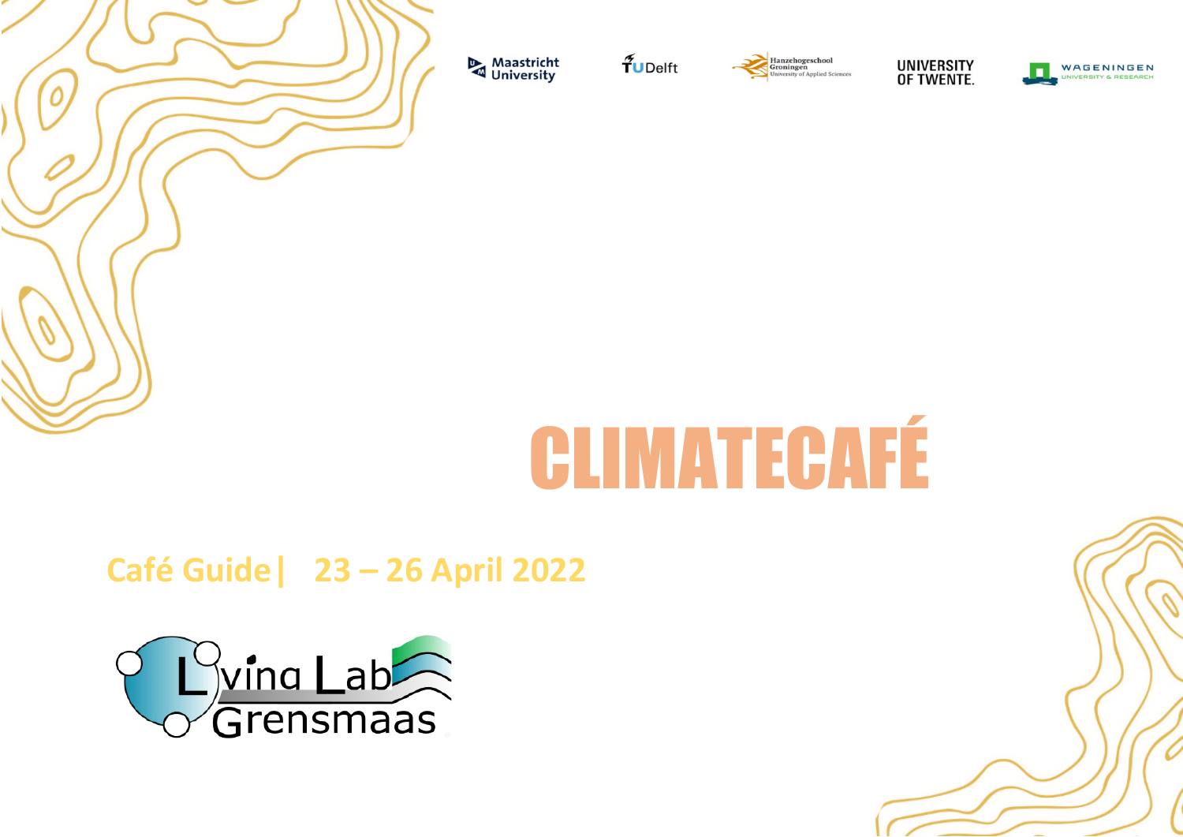Maastricht University

TU Delft

Hanzehogeschool Groningen University of Applied Sciences

UNIVERSITY OF TWENTE.

WAGENINGEN UNIVERSITY & RESEARCH

# CLIMATECAFÉ

## Café Guide | 23 – 26 April 2022

Living Lab Grensmaas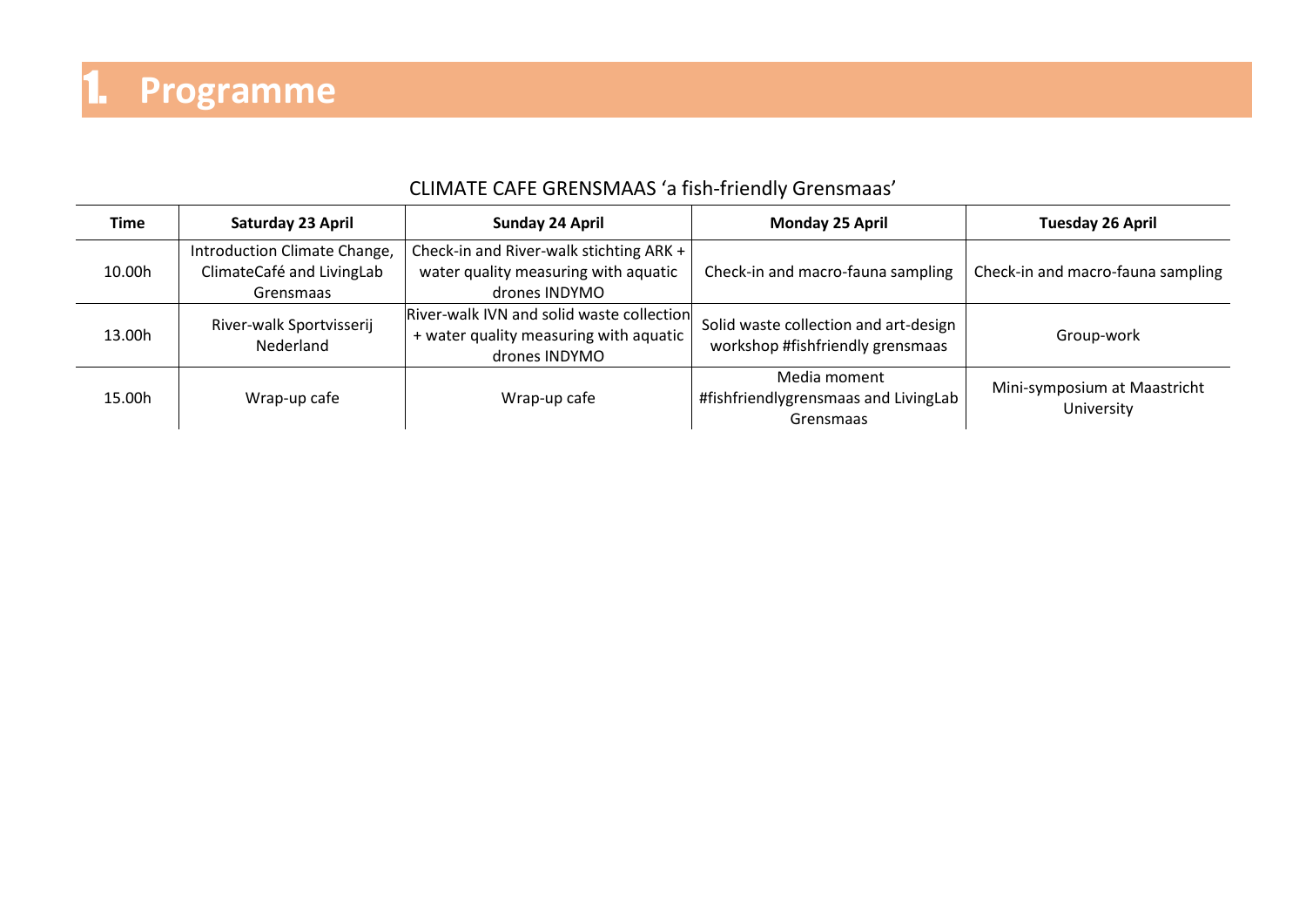# 1. Programme

CLIMATE CAFE GRENSMAAS ‘a fish-friendly Grensmaas’

| Time | Saturday 23 April | Sunday 24 April | Monday 25 April | Tuesday 26 April |
|---|---|---|---|---|
| 10.00h | Introduction Climate Change, ClimateCafé and LivingLab Grensmaas | Check-in and River-walk stichting ARK + water quality measuring with aquatic drones INDYMO | Check-in and macro-fauna sampling | Check-in and macro-fauna sampling |
| 13.00h | River-walk Sportvisserij Nederland | River-walk IVN and solid waste collection + water quality measuring with aquatic drones INDYMO | Solid waste collection and art-design workshop #fishfriendly grensmaas | Group-work |
| 15.00h | Wrap-up cafe | Wrap-up cafe | Media moment #fishfriendlygrensmaas and LivingLab Grensmaas | Mini-symposium at Maastricht University |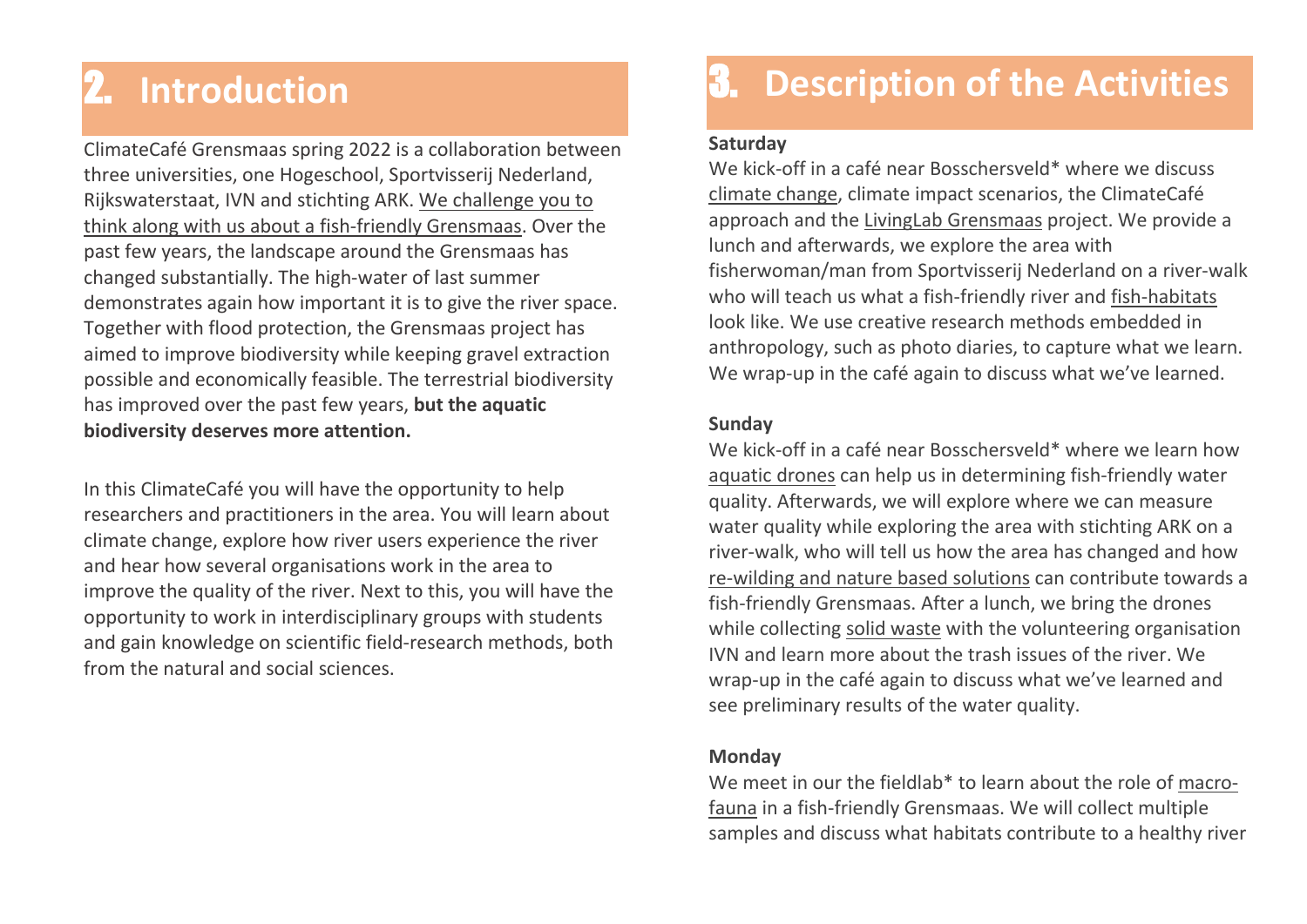# 2. Introduction

ClimateCafé Grensmaas spring 2022 is a collaboration between three universities, one Hogeschool, Sportvisserij Nederland, Rijkswaterstaat, IVN and stichting ARK. We challenge you to think along with us about a fish-friendly Grensmaas. Over the past few years, the landscape around the Grensmaas has changed substantially. The high-water of last summer demonstrates again how important it is to give the river space. Together with flood protection, the Grensmaas project has aimed to improve biodiversity while keeping gravel extraction possible and economically feasible. The terrestrial biodiversity has improved over the past few years, **but the aquatic biodiversity deserves more attention.**

In this ClimateCafé you will have the opportunity to help researchers and practitioners in the area. You will learn about climate change, explore how river users experience the river and hear how several organisations work in the area to improve the quality of the river. Next to this, you will have the opportunity to work in interdisciplinary groups with students and gain knowledge on scientific field-research methods, both from the natural and social sciences.

# 3. Description of the Activities

**Saturday**

We kick-off in a café near Bosschersveld* where we discuss climate change, climate impact scenarios, the ClimateCafé approach and the LivingLab Grensmaas project. We provide a lunch and afterwards, we explore the area with fisherwoman/man from Sportvisserij Nederland on a river-walk who will teach us what a fish-friendly river and fish-habitats look like. We use creative research methods embedded in anthropology, such as photo diaries, to capture what we learn. We wrap-up in the café again to discuss what we've learned.

**Sunday**

We kick-off in a café near Bosschersveld* where we learn how aquatic drones can help us in determining fish-friendly water quality. Afterwards, we will explore where we can measure water quality while exploring the area with stichting ARK on a river-walk, who will tell us how the area has changed and how re-wilding and nature based solutions can contribute towards a fish-friendly Grensmaas. After a lunch, we bring the drones while collecting solid waste with the volunteering organisation IVN and learn more about the trash issues of the river. We wrap-up in the café again to discuss what we've learned and see preliminary results of the water quality.

**Monday**

We meet in our the fieldlab* to learn about the role of macro-fauna in a fish-friendly Grensmaas. We will collect multiple samples and discuss what habitats contribute to a healthy river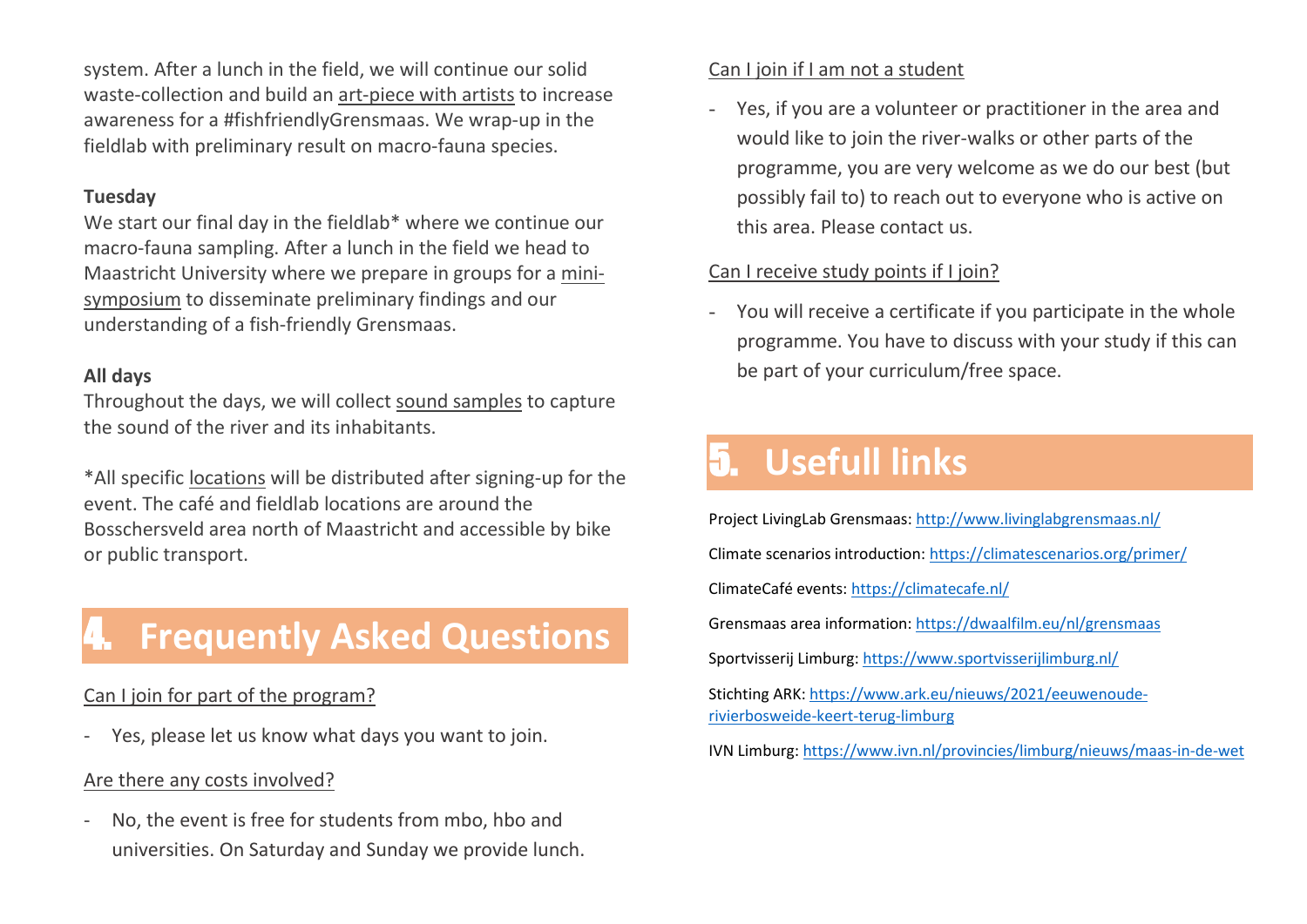system. After a lunch in the field, we will continue our solid waste-collection and build an art-piece with artists to increase awareness for a #fishfriendlyGrensmaas. We wrap-up in the fieldlab with preliminary result on macro-fauna species.

**Tuesday**
We start our final day in the fieldlab* where we continue our macro-fauna sampling. After a lunch in the field we head to Maastricht University where we prepare in groups for a mini-symposium to disseminate preliminary findings and our understanding of a fish-friendly Grensmaas.

**All days**
Throughout the days, we will collect sound samples to capture the sound of the river and its inhabitants.

*All specific locations will be distributed after signing-up for the event. The café and fieldlab locations are around the Bosschersveld area north of Maastricht and accessible by bike or public transport.

# 4. Frequently Asked Questions

Can I join for part of the program?

- Yes, please let us know what days you want to join.

Are there any costs involved?

- No, the event is free for students from mbo, hbo and universities. On Saturday and Sunday we provide lunch.

Can I join if I am not a student

- Yes, if you are a volunteer or practitioner in the area and would like to join the river-walks or other parts of the programme, you are very welcome as we do our best (but possibly fail to) to reach out to everyone who is active on this area. Please contact us.

Can I receive study points if I join?

- You will receive a certificate if you participate in the whole programme. You have to discuss with your study if this can be part of your curriculum/free space.

# 5. Usefull links

Project LivingLab Grensmaas: http://www.livinglabgrensmaas.nl/

Climate scenarios introduction: https://climatescenarios.org/primer/

ClimateCafé events: https://climatecafe.nl/

Grensmaas area information: https://dwaalfilm.eu/nl/grensmaas

Sportvisserij Limburg: https://www.sportvisserijlimburg.nl/

Stichting ARK: https://www.ark.eu/nieuws/2021/eeuwenoude-rivierbosweide-keert-terug-limburg

IVN Limburg: https://www.ivn.nl/provincies/limburg/nieuws/maas-in-de-wet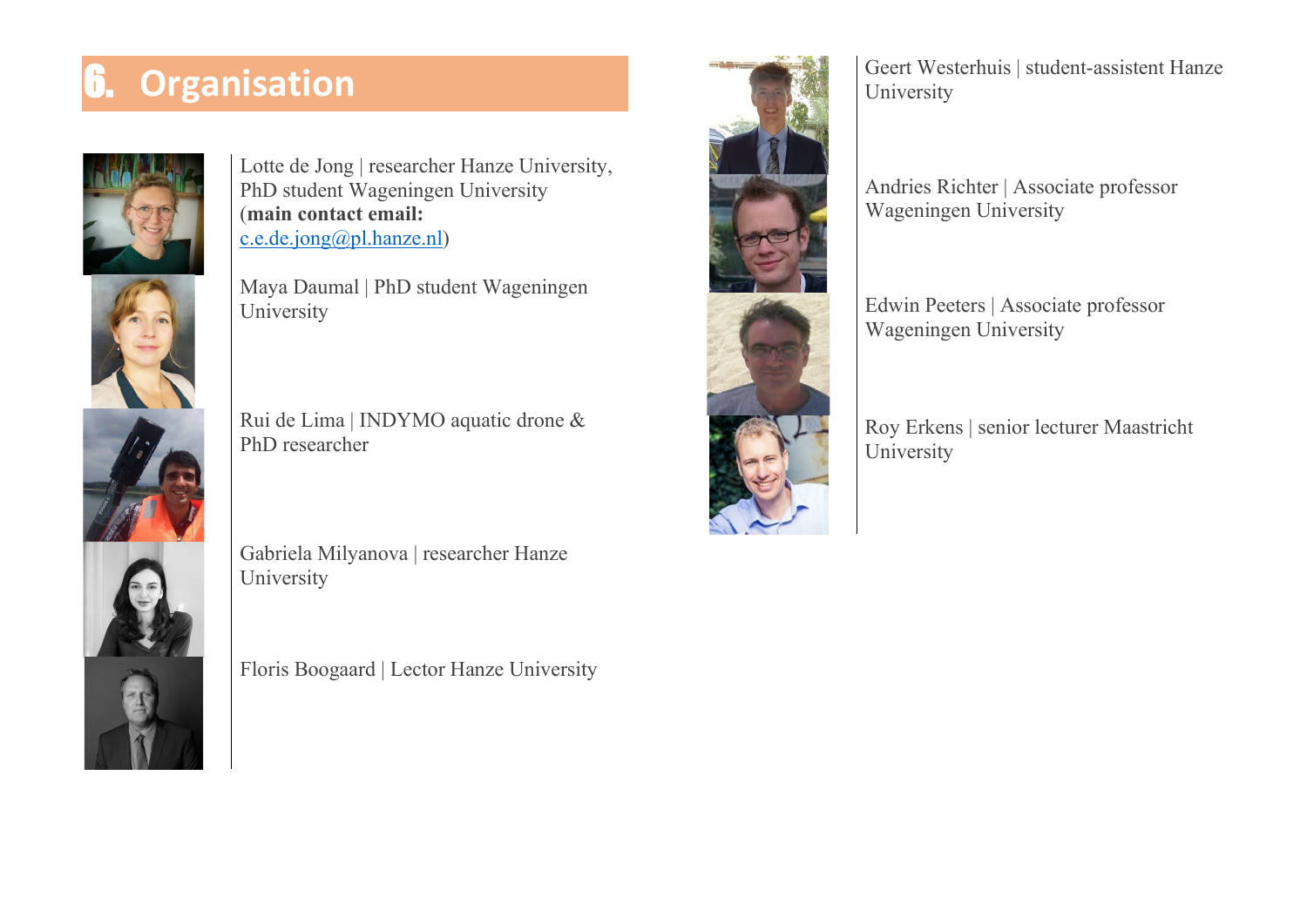# 6. Organisation

Lotte de Jong | researcher Hanze University, PhD student Wageningen University (**main contact email:** c.e.de.jong@pl.hanze.nl)

Maya Daumal | PhD student Wageningen University

Rui de Lima | INDYMO aquatic drone & PhD researcher

Gabriela Milyanova | researcher Hanze University

Floris Boogaard | Lector Hanze University

Geert Westerhuis | student-assistent Hanze University

Andries Richter | Associate professor Wageningen University

Edwin Peeters | Associate professor Wageningen University

Roy Erkens | senior lecturer Maastricht University